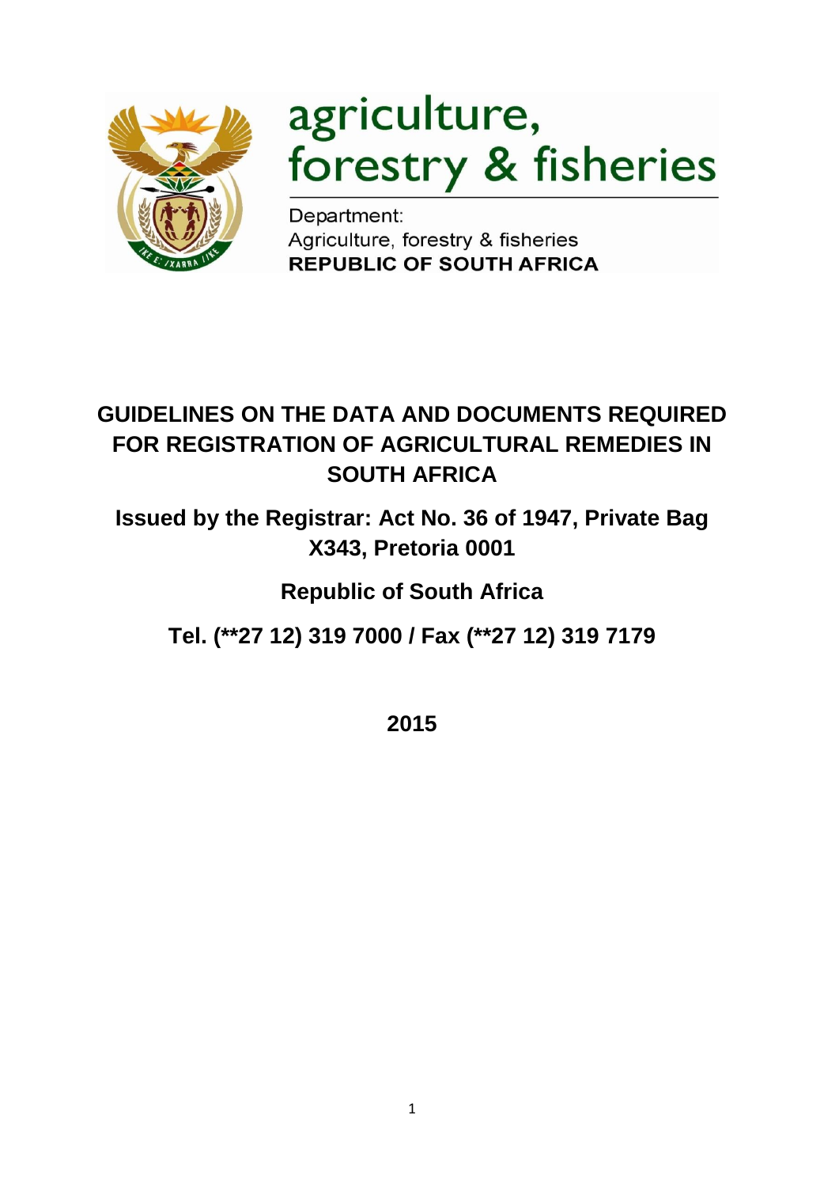agriculture, forestry & fisheries

Department:
Agriculture, forestry & fisheries
**REPUBLIC OF SOUTH AFRICA**

# GUIDELINES ON THE DATA AND DOCUMENTS REQUIRED FOR REGISTRATION OF AGRICULTURAL REMEDIES IN SOUTH AFRICA

**Issued by the Registrar: Act No. 36 of 1947, Private Bag X343, Pretoria 0001**

**Republic of South Africa**

**Tel. (**27 12) 319 7000 / Fax (**27 12) 319 7179**

**2015**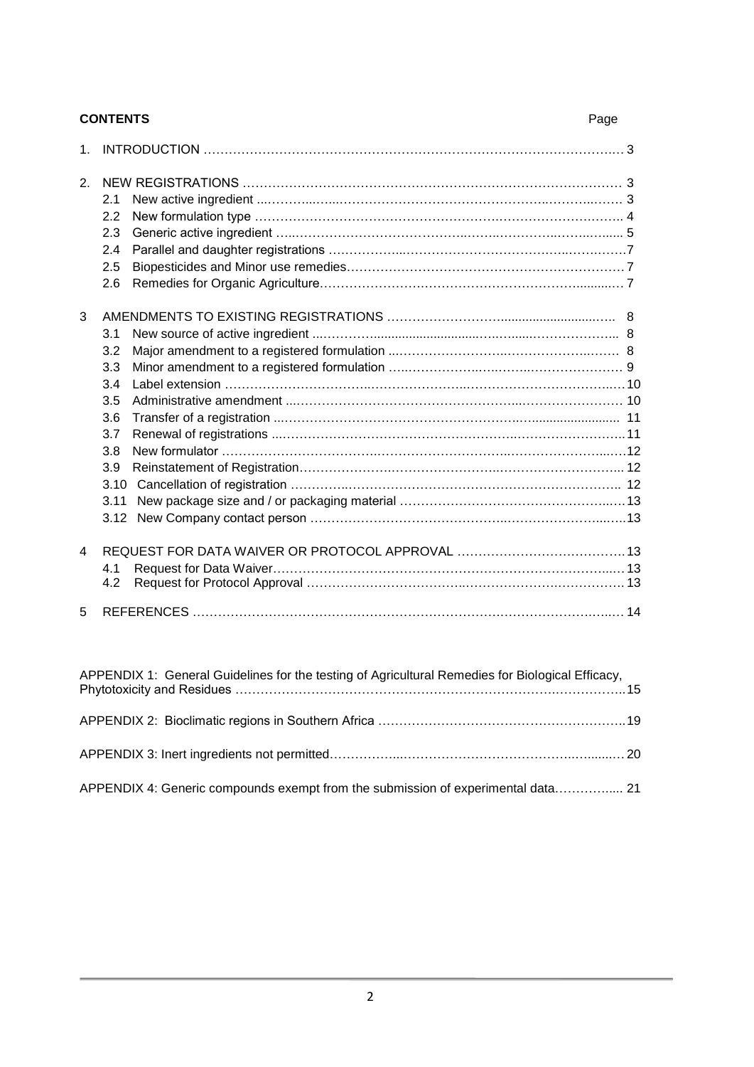**CONTENTS** Page

| | | Page |
|---|---|---|
| 1. | INTRODUCTION | 3 |
| 2. | NEW REGISTRATIONS | 3 |
| | 2.1 New active ingredient | 3 |
| | 2.2 New formulation type | 4 |
| | 2.3 Generic active ingredient | 5 |
| | 2.4 Parallel and daughter registrations | 7 |
| | 2.5 Biopesticides and Minor use remedies | 7 |
| | 2.6 Remedies for Organic Agriculture | 7 |
| 3 | AMENDMENTS TO EXISTING REGISTRATIONS | 8 |
| | 3.1 New source of active ingredient | 8 |
| | 3.2 Major amendment to a registered formulation | 8 |
| | 3.3 Minor amendment to a registered formulation | 9 |
| | 3.4 Label extension | 10 |
| | 3.5 Administrative amendment | 10 |
| | 3.6 Transfer of a registration | 11 |
| | 3.7 Renewal of registrations | 11 |
| | 3.8 New formulator | 12 |
| | 3.9 Reinstatement of Registration | 12 |
| | 3.10 Cancellation of registration | 12 |
| | 3.11 New package size and / or packaging material | 13 |
| | 3.12 New Company contact person | 13 |
| 4 | REQUEST FOR DATA WAIVER OR PROTOCOL APPROVAL | 13 |
| | 4.1 Request for Data Waiver | 13 |
| | 4.2 Request for Protocol Approval | 13 |
| 5 | REFERENCES | 14 |

| | |
|---|---|
| APPENDIX 1: General Guidelines for the testing of Agricultural Remedies for Biological Efficacy, Phytotoxicity and Residues | 15 |
| APPENDIX 2: Bioclimatic regions in Southern Africa | 19 |
| APPENDIX 3: Inert ingredients not permitted | 20 |
| APPENDIX 4: Generic compounds exempt from the submission of experimental data | 21 |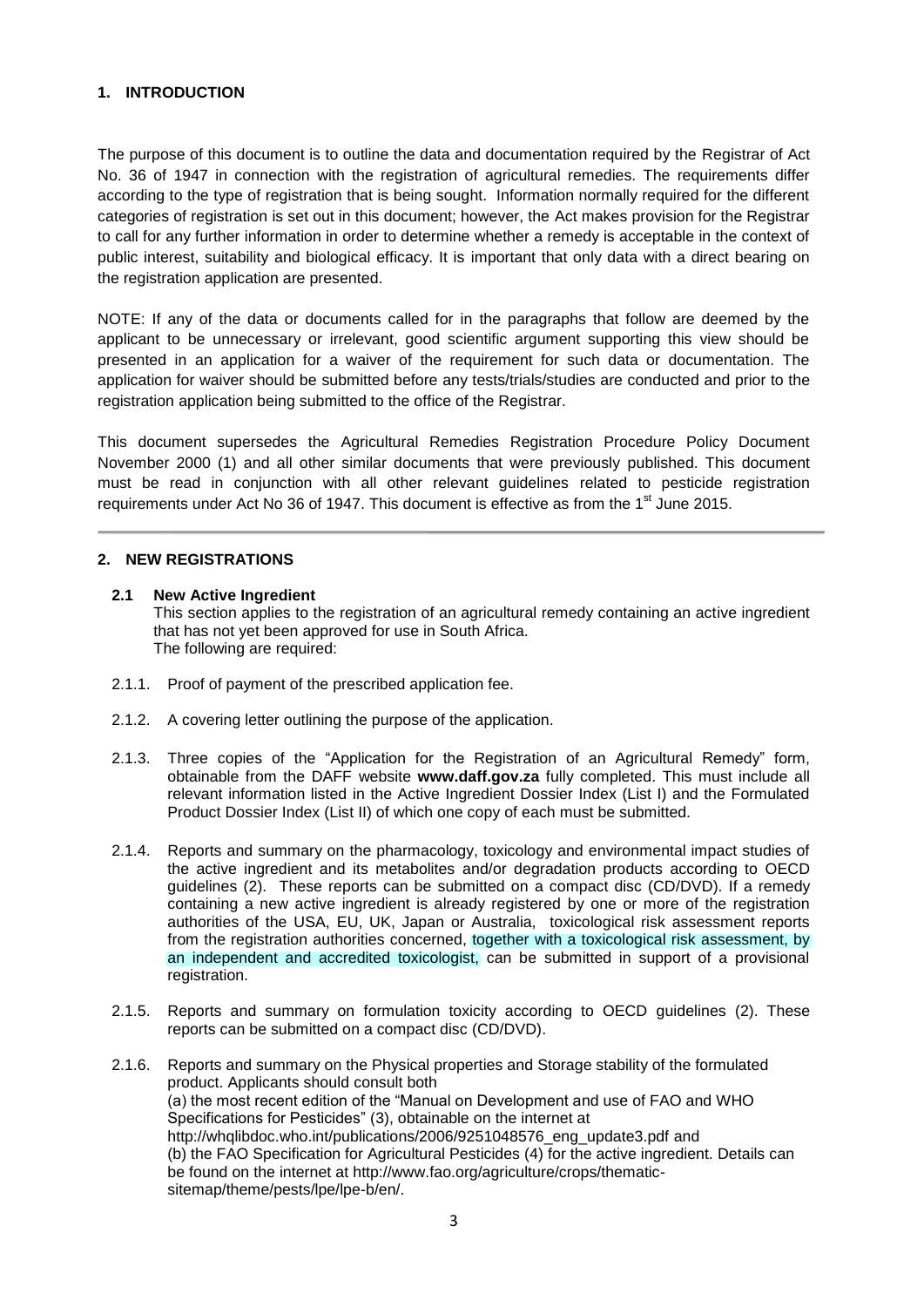## 1. INTRODUCTION

The purpose of this document is to outline the data and documentation required by the Registrar of Act No. 36 of 1947 in connection with the registration of agricultural remedies. The requirements differ according to the type of registration that is being sought. Information normally required for the different categories of registration is set out in this document; however, the Act makes provision for the Registrar to call for any further information in order to determine whether a remedy is acceptable in the context of public interest, suitability and biological efficacy. It is important that only data with a direct bearing on the registration application are presented.

NOTE: If any of the data or documents called for in the paragraphs that follow are deemed by the applicant to be unnecessary or irrelevant, good scientific argument supporting this view should be presented in an application for a waiver of the requirement for such data or documentation. The application for waiver should be submitted before any tests/trials/studies are conducted and prior to the registration application being submitted to the office of the Registrar.

This document supersedes the Agricultural Remedies Registration Procedure Policy Document November 2000 (1) and all other similar documents that were previously published. This document must be read in conjunction with all other relevant guidelines related to pesticide registration requirements under Act No 36 of 1947. This document is effective as from the 1st June 2015.

---

## 2. NEW REGISTRATIONS

### 2.1 New Active Ingredient

This section applies to the registration of an agricultural remedy containing an active ingredient that has not yet been approved for use in South Africa.
The following are required:

2.1.1. Proof of payment of the prescribed application fee.

2.1.2. A covering letter outlining the purpose of the application.

2.1.3. Three copies of the "Application for the Registration of an Agricultural Remedy" form, obtainable from the DAFF website **www.daff.gov.za** fully completed. This must include all relevant information listed in the Active Ingredient Dossier Index (List I) and the Formulated Product Dossier Index (List II) of which one copy of each must be submitted.

2.1.4. Reports and summary on the pharmacology, toxicology and environmental impact studies of the active ingredient and its metabolites and/or degradation products according to OECD guidelines (2). These reports can be submitted on a compact disc (CD/DVD). If a remedy containing a new active ingredient is already registered by one or more of the registration authorities of the USA, EU, UK, Japan or Australia, toxicological risk assessment reports from the registration authorities concerned, together with a toxicological risk assessment, by an independent and accredited toxicologist, can be submitted in support of a provisional registration.

2.1.5. Reports and summary on formulation toxicity according to OECD guidelines (2). These reports can be submitted on a compact disc (CD/DVD).

2.1.6. Reports and summary on the Physical properties and Storage stability of the formulated product. Applicants should consult both
(a) the most recent edition of the "Manual on Development and use of FAO and WHO Specifications for Pesticides" (3), obtainable on the internet at http://whqlibdoc.who.int/publications/2006/9251048576_eng_update3.pdf and
(b) the FAO Specification for Agricultural Pesticides (4) for the active ingredient. Details can be found on the internet at http://www.fao.org/agriculture/crops/thematic-sitemap/theme/pests/lpe/lpe-b/en/.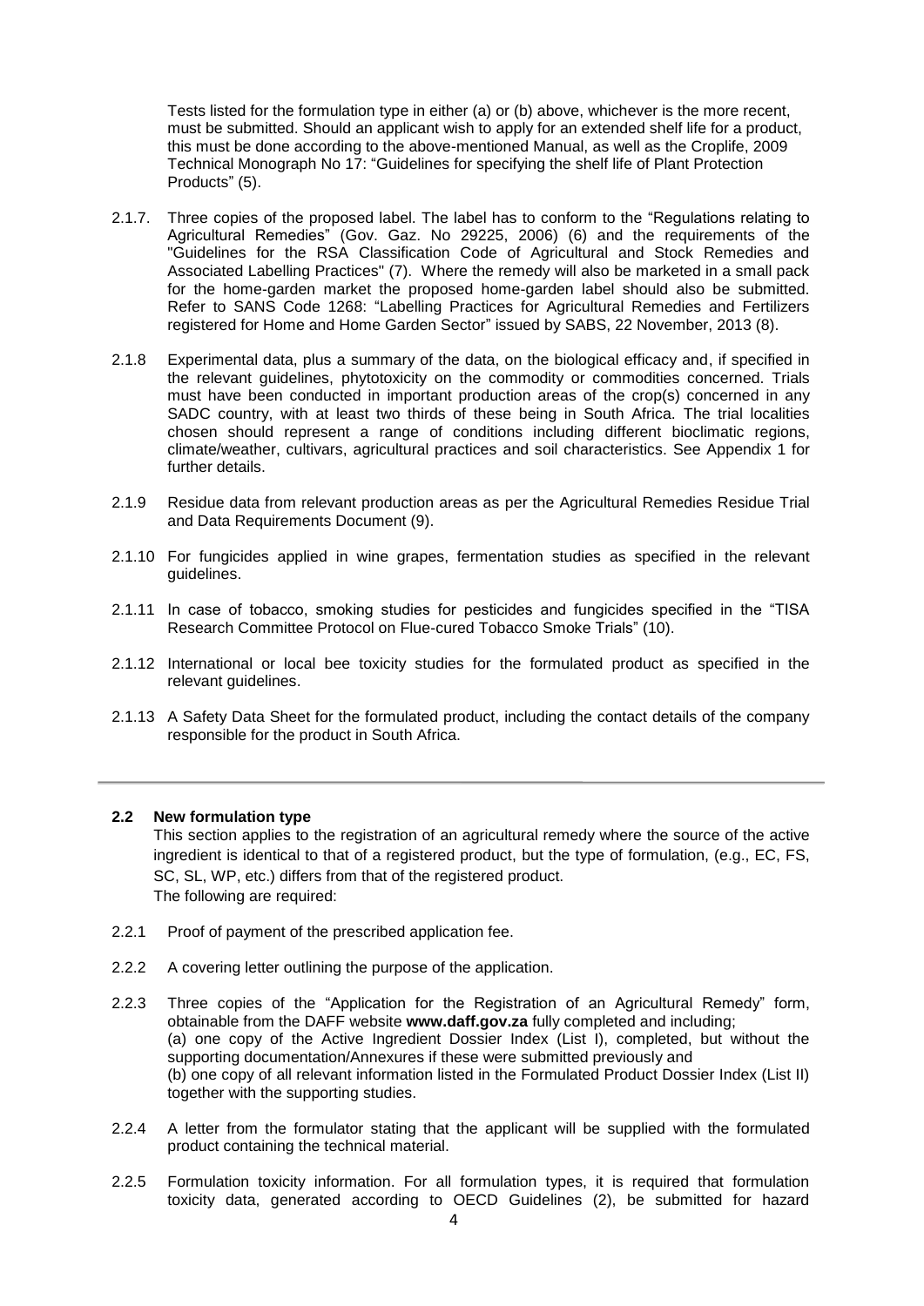Tests listed for the formulation type in either (a) or (b) above, whichever is the more recent, must be submitted. Should an applicant wish to apply for an extended shelf life for a product, this must be done according to the above-mentioned Manual, as well as the Croplife, 2009 Technical Monograph No 17: "Guidelines for specifying the shelf life of Plant Protection Products" (5).

2.1.7. Three copies of the proposed label. The label has to conform to the "Regulations relating to Agricultural Remedies" (Gov. Gaz. No 29225, 2006) (6) and the requirements of the "Guidelines for the RSA Classification Code of Agricultural and Stock Remedies and Associated Labelling Practices" (7). Where the remedy will also be marketed in a small pack for the home-garden market the proposed home-garden label should also be submitted. Refer to SANS Code 1268: "Labelling Practices for Agricultural Remedies and Fertilizers registered for Home and Home Garden Sector" issued by SABS, 22 November, 2013 (8).

2.1.8 Experimental data, plus a summary of the data, on the biological efficacy and, if specified in the relevant guidelines, phytotoxicity on the commodity or commodities concerned. Trials must have been conducted in important production areas of the crop(s) concerned in any SADC country, with at least two thirds of these being in South Africa. The trial localities chosen should represent a range of conditions including different bioclimatic regions, climate/weather, cultivars, agricultural practices and soil characteristics. See Appendix 1 for further details.

2.1.9 Residue data from relevant production areas as per the Agricultural Remedies Residue Trial and Data Requirements Document (9).

2.1.10 For fungicides applied in wine grapes, fermentation studies as specified in the relevant guidelines.

2.1.11 In case of tobacco, smoking studies for pesticides and fungicides specified in the "TISA Research Committee Protocol on Flue-cured Tobacco Smoke Trials" (10).

2.1.12 International or local bee toxicity studies for the formulated product as specified in the relevant guidelines.

2.1.13 A Safety Data Sheet for the formulated product, including the contact details of the company responsible for the product in South Africa.

---

## 2.2 New formulation type

This section applies to the registration of an agricultural remedy where the source of the active ingredient is identical to that of a registered product, but the type of formulation, (e.g., EC, FS, SC, SL, WP, etc.) differs from that of the registered product.
The following are required:

2.2.1 Proof of payment of the prescribed application fee.

2.2.2 A covering letter outlining the purpose of the application.

2.2.3 Three copies of the "Application for the Registration of an Agricultural Remedy" form, obtainable from the DAFF website **www.daff.gov.za** fully completed and including;
(a) one copy of the Active Ingredient Dossier Index (List I), completed, but without the supporting documentation/Annexures if these were submitted previously and
(b) one copy of all relevant information listed in the Formulated Product Dossier Index (List II) together with the supporting studies.

2.2.4 A letter from the formulator stating that the applicant will be supplied with the formulated product containing the technical material.

2.2.5 Formulation toxicity information. For all formulation types, it is required that formulation toxicity data, generated according to OECD Guidelines (2), be submitted for hazard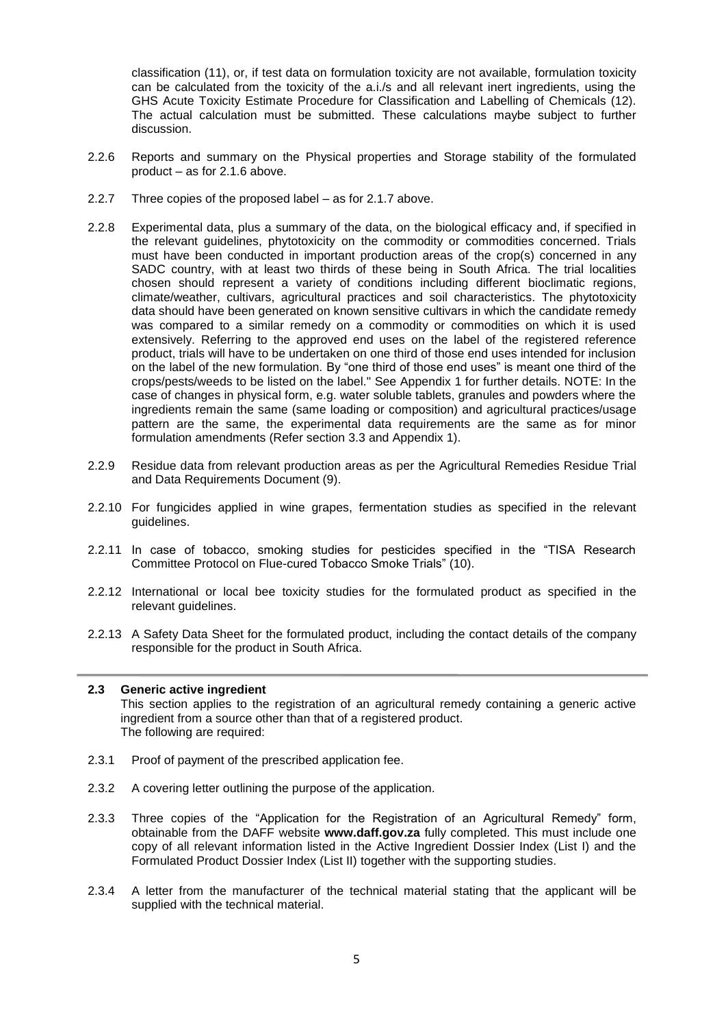classification (11), or, if test data on formulation toxicity are not available, formulation toxicity can be calculated from the toxicity of the a.i./s and all relevant inert ingredients, using the GHS Acute Toxicity Estimate Procedure for Classification and Labelling of Chemicals (12). The actual calculation must be submitted. These calculations maybe subject to further discussion.

2.2.6 Reports and summary on the Physical properties and Storage stability of the formulated product – as for 2.1.6 above.

2.2.7 Three copies of the proposed label – as for 2.1.7 above.

2.2.8 Experimental data, plus a summary of the data, on the biological efficacy and, if specified in the relevant guidelines, phytotoxicity on the commodity or commodities concerned. Trials must have been conducted in important production areas of the crop(s) concerned in any SADC country, with at least two thirds of these being in South Africa. The trial localities chosen should represent a variety of conditions including different bioclimatic regions, climate/weather, cultivars, agricultural practices and soil characteristics. The phytotoxicity data should have been generated on known sensitive cultivars in which the candidate remedy was compared to a similar remedy on a commodity or commodities on which it is used extensively. Referring to the approved end uses on the label of the registered reference product, trials will have to be undertaken on one third of those end uses intended for inclusion on the label of the new formulation. By "one third of those end uses" is meant one third of the crops/pests/weeds to be listed on the label." See Appendix 1 for further details. NOTE: In the case of changes in physical form, e.g. water soluble tablets, granules and powders where the ingredients remain the same (same loading or composition) and agricultural practices/usage pattern are the same, the experimental data requirements are the same as for minor formulation amendments (Refer section 3.3 and Appendix 1).

2.2.9 Residue data from relevant production areas as per the Agricultural Remedies Residue Trial and Data Requirements Document (9).

2.2.10 For fungicides applied in wine grapes, fermentation studies as specified in the relevant guidelines.

2.2.11 In case of tobacco, smoking studies for pesticides specified in the "TISA Research Committee Protocol on Flue-cured Tobacco Smoke Trials" (10).

2.2.12 International or local bee toxicity studies for the formulated product as specified in the relevant guidelines.

2.2.13 A Safety Data Sheet for the formulated product, including the contact details of the company responsible for the product in South Africa.

## 2.3 Generic active ingredient

This section applies to the registration of an agricultural remedy containing a generic active ingredient from a source other than that of a registered product.
The following are required:

2.3.1 Proof of payment of the prescribed application fee.

2.3.2 A covering letter outlining the purpose of the application.

2.3.3 Three copies of the "Application for the Registration of an Agricultural Remedy" form, obtainable from the DAFF website **www.daff.gov.za** fully completed. This must include one copy of all relevant information listed in the Active Ingredient Dossier Index (List I) and the Formulated Product Dossier Index (List II) together with the supporting studies.

2.3.4 A letter from the manufacturer of the technical material stating that the applicant will be supplied with the technical material.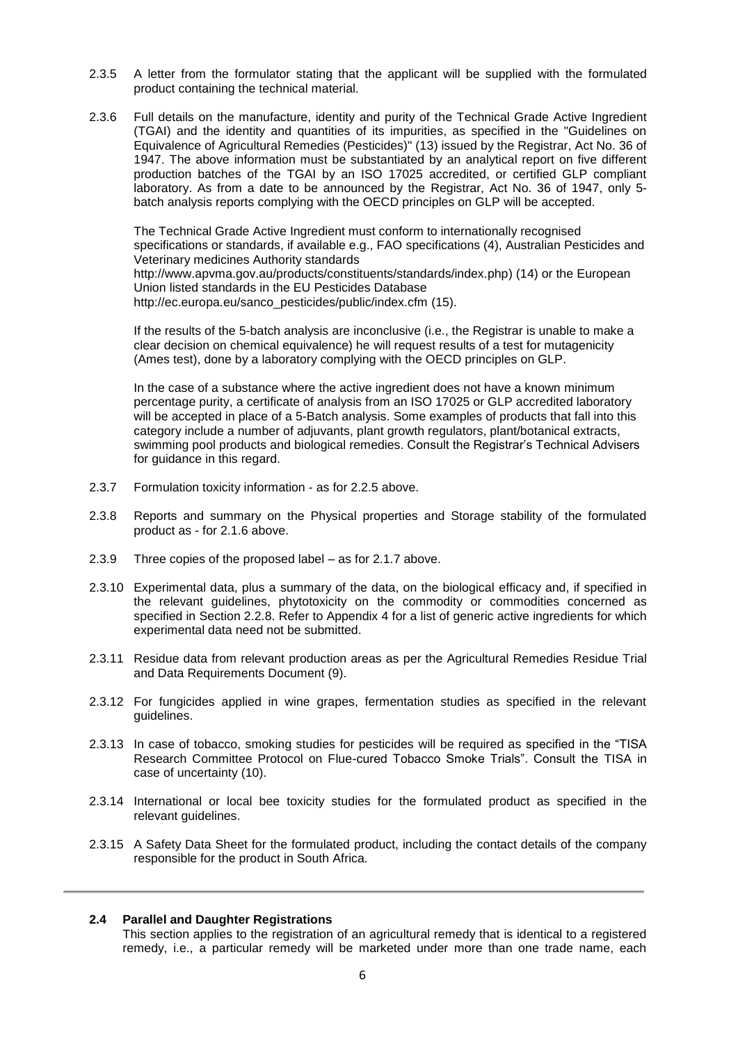2.3.5 A letter from the formulator stating that the applicant will be supplied with the formulated product containing the technical material.

2.3.6 Full details on the manufacture, identity and purity of the Technical Grade Active Ingredient (TGAI) and the identity and quantities of its impurities, as specified in the "Guidelines on Equivalence of Agricultural Remedies (Pesticides)" (13) issued by the Registrar, Act No. 36 of 1947. The above information must be substantiated by an analytical report on five different production batches of the TGAI by an ISO 17025 accredited, or certified GLP compliant laboratory. As from a date to be announced by the Registrar, Act No. 36 of 1947, only 5-batch analysis reports complying with the OECD principles on GLP will be accepted.

The Technical Grade Active Ingredient must conform to internationally recognised specifications or standards, if available e.g., FAO specifications (4), Australian Pesticides and Veterinary medicines Authority standards http://www.apvma.gov.au/products/constituents/standards/index.php) (14) or the European Union listed standards in the EU Pesticides Database http://ec.europa.eu/sanco_pesticides/public/index.cfm (15).

If the results of the 5-batch analysis are inconclusive (i.e., the Registrar is unable to make a clear decision on chemical equivalence) he will request results of a test for mutagenicity (Ames test), done by a laboratory complying with the OECD principles on GLP.

In the case of a substance where the active ingredient does not have a known minimum percentage purity, a certificate of analysis from an ISO 17025 or GLP accredited laboratory will be accepted in place of a 5-Batch analysis. Some examples of products that fall into this category include a number of adjuvants, plant growth regulators, plant/botanical extracts, swimming pool products and biological remedies. Consult the Registrar's Technical Advisers for guidance in this regard.

2.3.7 Formulation toxicity information - as for 2.2.5 above.

2.3.8 Reports and summary on the Physical properties and Storage stability of the formulated product as - for 2.1.6 above.

2.3.9 Three copies of the proposed label – as for 2.1.7 above.

2.3.10 Experimental data, plus a summary of the data, on the biological efficacy and, if specified in the relevant guidelines, phytotoxicity on the commodity or commodities concerned as specified in Section 2.2.8. Refer to Appendix 4 for a list of generic active ingredients for which experimental data need not be submitted.

2.3.11 Residue data from relevant production areas as per the Agricultural Remedies Residue Trial and Data Requirements Document (9).

2.3.12 For fungicides applied in wine grapes, fermentation studies as specified in the relevant guidelines.

2.3.13 In case of tobacco, smoking studies for pesticides will be required as specified in the "TISA Research Committee Protocol on Flue-cured Tobacco Smoke Trials". Consult the TISA in case of uncertainty (10).

2.3.14 International or local bee toxicity studies for the formulated product as specified in the relevant guidelines.

2.3.15 A Safety Data Sheet for the formulated product, including the contact details of the company responsible for the product in South Africa.

---

### 2.4 Parallel and Daughter Registrations

This section applies to the registration of an agricultural remedy that is identical to a registered remedy, i.e., a particular remedy will be marketed under more than one trade name, each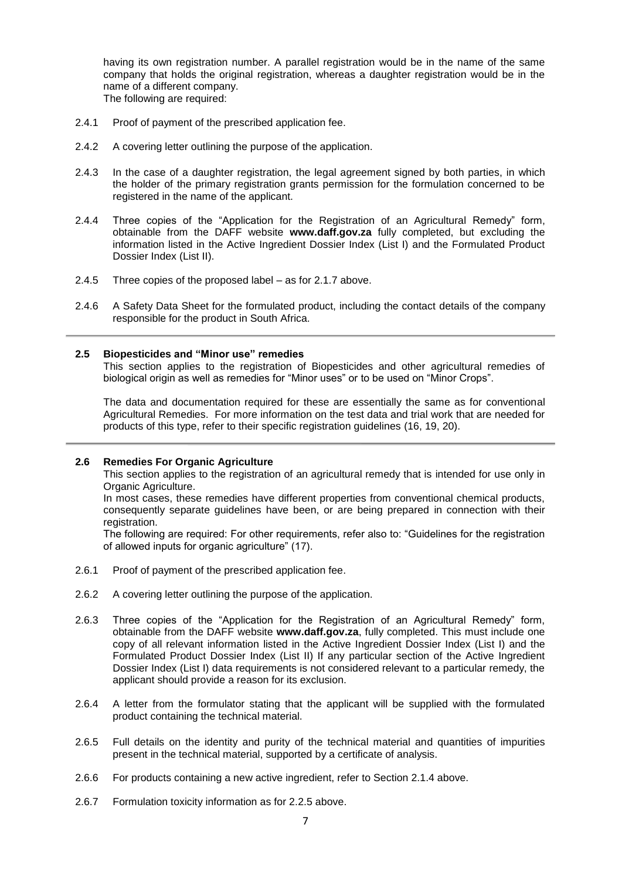having its own registration number. A parallel registration would be in the name of the same company that holds the original registration, whereas a daughter registration would be in the name of a different company.
The following are required:

2.4.1 Proof of payment of the prescribed application fee.

2.4.2 A covering letter outlining the purpose of the application.

2.4.3 In the case of a daughter registration, the legal agreement signed by both parties, in which the holder of the primary registration grants permission for the formulation concerned to be registered in the name of the applicant.

2.4.4 Three copies of the "Application for the Registration of an Agricultural Remedy" form, obtainable from the DAFF website **www.daff.gov.za** fully completed, but excluding the information listed in the Active Ingredient Dossier Index (List I) and the Formulated Product Dossier Index (List II).

2.4.5 Three copies of the proposed label – as for 2.1.7 above.

2.4.6 A Safety Data Sheet for the formulated product, including the contact details of the company responsible for the product in South Africa.

### 2.5 Biopesticides and "Minor use" remedies

This section applies to the registration of Biopesticides and other agricultural remedies of biological origin as well as remedies for "Minor uses" or to be used on "Minor Crops".

The data and documentation required for these are essentially the same as for conventional Agricultural Remedies. For more information on the test data and trial work that are needed for products of this type, refer to their specific registration guidelines (16, 19, 20).

### 2.6 Remedies For Organic Agriculture

This section applies to the registration of an agricultural remedy that is intended for use only in Organic Agriculture.
In most cases, these remedies have different properties from conventional chemical products, consequently separate guidelines have been, or are being prepared in connection with their registration.
The following are required: For other requirements, refer also to: "Guidelines for the registration of allowed inputs for organic agriculture" (17).

2.6.1 Proof of payment of the prescribed application fee.

2.6.2 A covering letter outlining the purpose of the application.

2.6.3 Three copies of the "Application for the Registration of an Agricultural Remedy" form, obtainable from the DAFF website **www.daff.gov.za**, fully completed. This must include one copy of all relevant information listed in the Active Ingredient Dossier Index (List I) and the Formulated Product Dossier Index (List II) If any particular section of the Active Ingredient Dossier Index (List I) data requirements is not considered relevant to a particular remedy, the applicant should provide a reason for its exclusion.

2.6.4 A letter from the formulator stating that the applicant will be supplied with the formulated product containing the technical material.

2.6.5 Full details on the identity and purity of the technical material and quantities of impurities present in the technical material, supported by a certificate of analysis.

2.6.6 For products containing a new active ingredient, refer to Section 2.1.4 above.

2.6.7 Formulation toxicity information as for 2.2.5 above.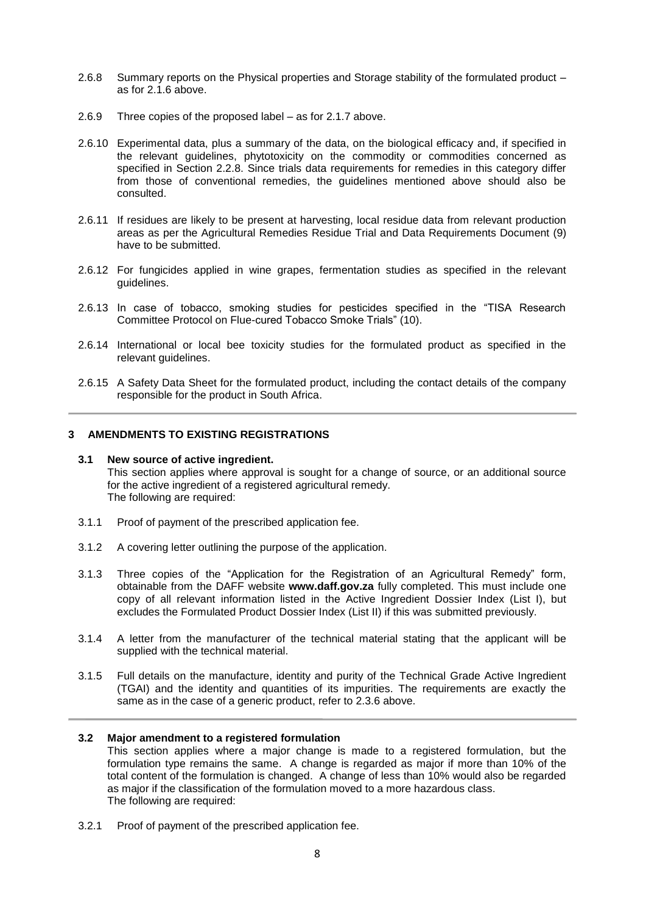2.6.8 Summary reports on the Physical properties and Storage stability of the formulated product – as for 2.1.6 above.

2.6.9 Three copies of the proposed label – as for 2.1.7 above.

2.6.10 Experimental data, plus a summary of the data, on the biological efficacy and, if specified in the relevant guidelines, phytotoxicity on the commodity or commodities concerned as specified in Section 2.2.8. Since trials data requirements for remedies in this category differ from those of conventional remedies, the guidelines mentioned above should also be consulted.

2.6.11 If residues are likely to be present at harvesting, local residue data from relevant production areas as per the Agricultural Remedies Residue Trial and Data Requirements Document (9) have to be submitted.

2.6.12 For fungicides applied in wine grapes, fermentation studies as specified in the relevant guidelines.

2.6.13 In case of tobacco, smoking studies for pesticides specified in the "TISA Research Committee Protocol on Flue-cured Tobacco Smoke Trials" (10).

2.6.14 International or local bee toxicity studies for the formulated product as specified in the relevant guidelines.

2.6.15 A Safety Data Sheet for the formulated product, including the contact details of the company responsible for the product in South Africa.

## 3 AMENDMENTS TO EXISTING REGISTRATIONS

### 3.1 New source of active ingredient.

This section applies where approval is sought for a change of source, or an additional source for the active ingredient of a registered agricultural remedy.
The following are required:

3.1.1 Proof of payment of the prescribed application fee.

3.1.2 A covering letter outlining the purpose of the application.

3.1.3 Three copies of the "Application for the Registration of an Agricultural Remedy" form, obtainable from the DAFF website **www.daff.gov.za** fully completed. This must include one copy of all relevant information listed in the Active Ingredient Dossier Index (List I), but excludes the Formulated Product Dossier Index (List II) if this was submitted previously.

3.1.4 A letter from the manufacturer of the technical material stating that the applicant will be supplied with the technical material.

3.1.5 Full details on the manufacture, identity and purity of the Technical Grade Active Ingredient (TGAI) and the identity and quantities of its impurities. The requirements are exactly the same as in the case of a generic product, refer to 2.3.6 above.

### 3.2 Major amendment to a registered formulation

This section applies where a major change is made to a registered formulation, but the formulation type remains the same. A change is regarded as major if more than 10% of the total content of the formulation is changed. A change of less than 10% would also be regarded as major if the classification of the formulation moved to a more hazardous class.
The following are required:

3.2.1 Proof of payment of the prescribed application fee.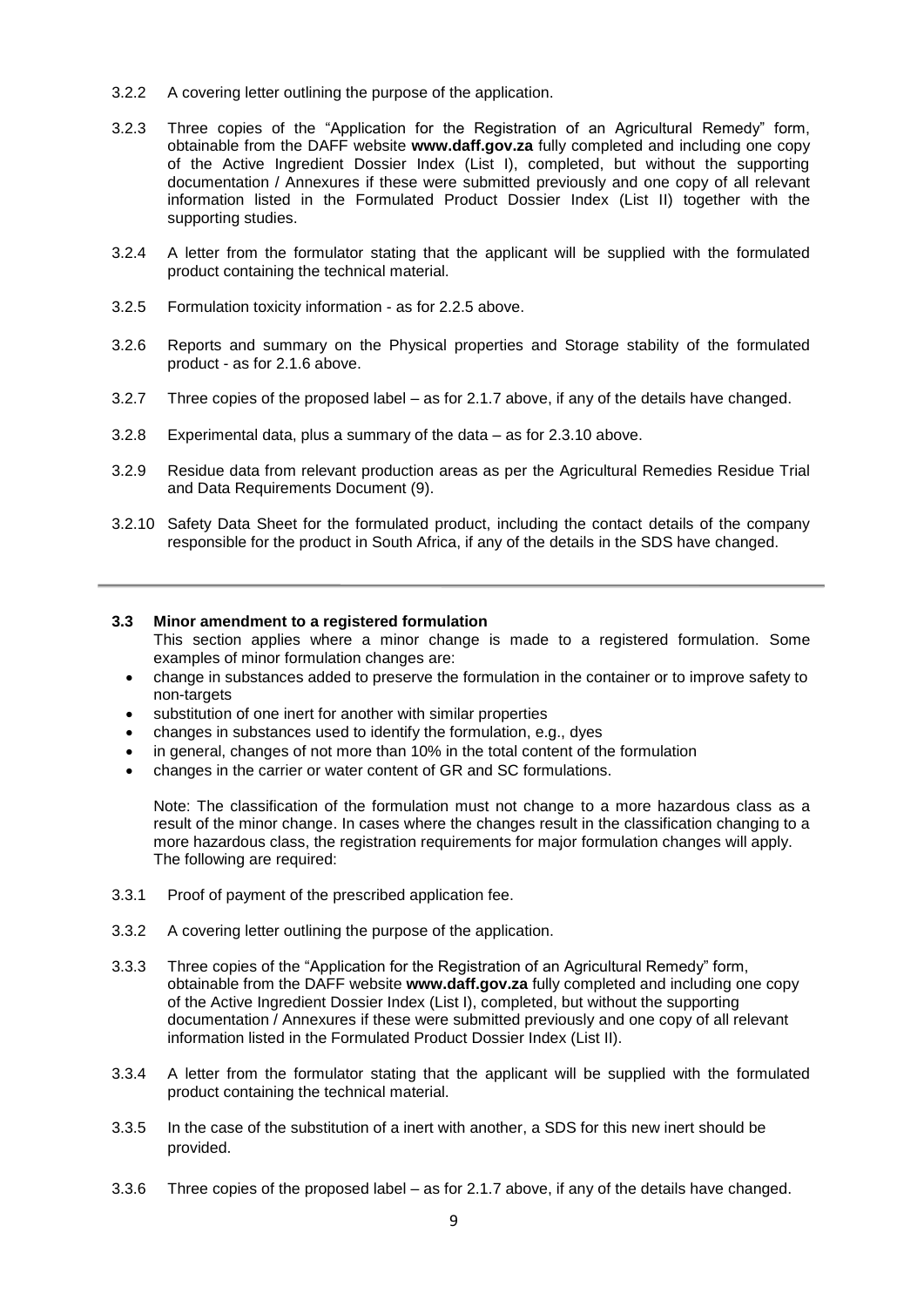3.2.2 A covering letter outlining the purpose of the application.

3.2.3 Three copies of the "Application for the Registration of an Agricultural Remedy" form, obtainable from the DAFF website **www.daff.gov.za** fully completed and including one copy of the Active Ingredient Dossier Index (List I), completed, but without the supporting documentation / Annexures if these were submitted previously and one copy of all relevant information listed in the Formulated Product Dossier Index (List II) together with the supporting studies.

3.2.4 A letter from the formulator stating that the applicant will be supplied with the formulated product containing the technical material.

3.2.5 Formulation toxicity information - as for 2.2.5 above.

3.2.6 Reports and summary on the Physical properties and Storage stability of the formulated product - as for 2.1.6 above.

3.2.7 Three copies of the proposed label – as for 2.1.7 above, if any of the details have changed.

3.2.8 Experimental data, plus a summary of the data – as for 2.3.10 above.

3.2.9 Residue data from relevant production areas as per the Agricultural Remedies Residue Trial and Data Requirements Document (9).

3.2.10 Safety Data Sheet for the formulated product, including the contact details of the company responsible for the product in South Africa, if any of the details in the SDS have changed.

---

### 3.3 Minor amendment to a registered formulation

This section applies where a minor change is made to a registered formulation. Some examples of minor formulation changes are:

- change in substances added to preserve the formulation in the container or to improve safety to non-targets
- substitution of one inert for another with similar properties
- changes in substances used to identify the formulation, e.g., dyes
- in general, changes of not more than 10% in the total content of the formulation
- changes in the carrier or water content of GR and SC formulations.

Note: The classification of the formulation must not change to a more hazardous class as a result of the minor change. In cases where the changes result in the classification changing to a more hazardous class, the registration requirements for major formulation changes will apply. The following are required:

3.3.1 Proof of payment of the prescribed application fee.

3.3.2 A covering letter outlining the purpose of the application.

3.3.3 Three copies of the "Application for the Registration of an Agricultural Remedy" form, obtainable from the DAFF website **www.daff.gov.za** fully completed and including one copy of the Active Ingredient Dossier Index (List I), completed, but without the supporting documentation / Annexures if these were submitted previously and one copy of all relevant information listed in the Formulated Product Dossier Index (List II).

3.3.4 A letter from the formulator stating that the applicant will be supplied with the formulated product containing the technical material.

3.3.5 In the case of the substitution of a inert with another, a SDS for this new inert should be provided.

3.3.6 Three copies of the proposed label – as for 2.1.7 above, if any of the details have changed.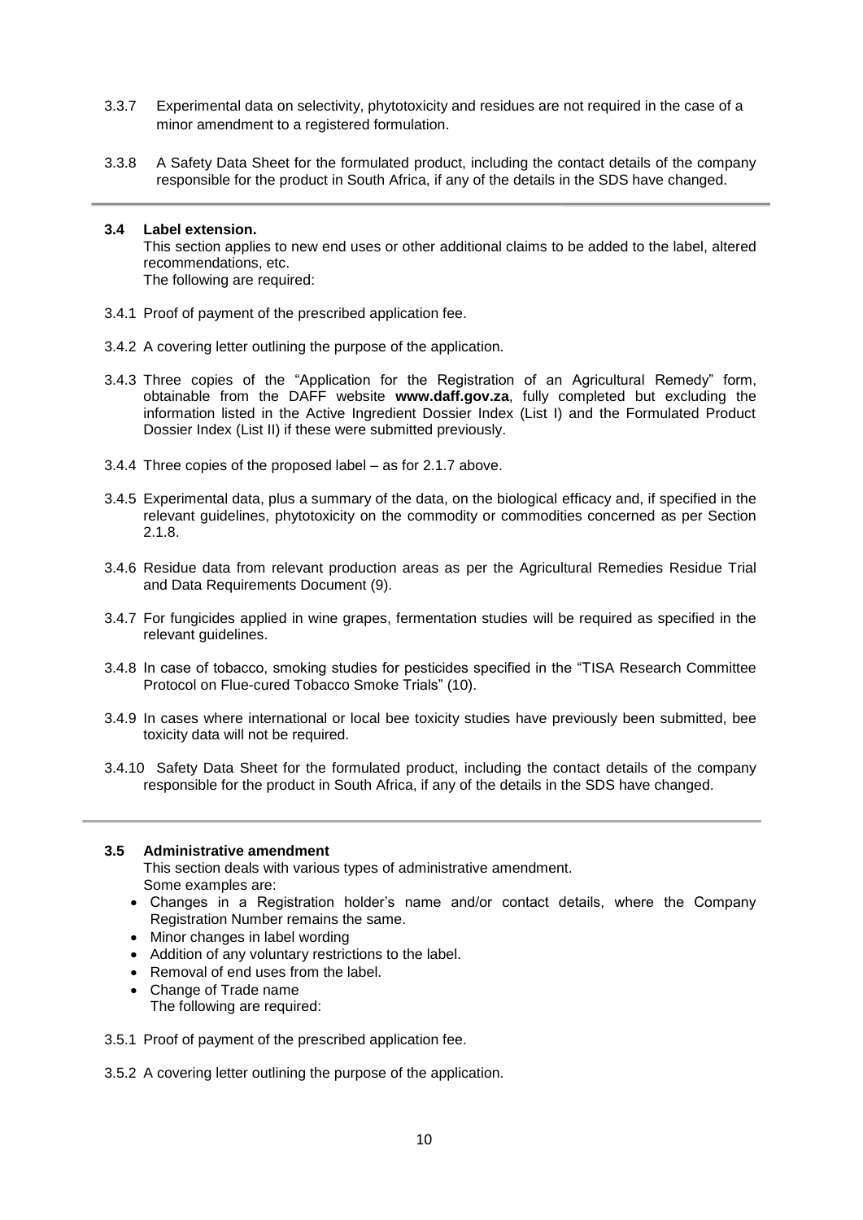3.3.7 Experimental data on selectivity, phytotoxicity and residues are not required in the case of a minor amendment to a registered formulation.

3.3.8 A Safety Data Sheet for the formulated product, including the contact details of the company responsible for the product in South Africa, if any of the details in the SDS have changed.

---

### 3.4 Label extension.

This section applies to new end uses or other additional claims to be added to the label, altered recommendations, etc.
The following are required:

3.4.1 Proof of payment of the prescribed application fee.

3.4.2 A covering letter outlining the purpose of the application.

3.4.3 Three copies of the "Application for the Registration of an Agricultural Remedy" form, obtainable from the DAFF website **www.daff.gov.za**, fully completed but excluding the information listed in the Active Ingredient Dossier Index (List I) and the Formulated Product Dossier Index (List II) if these were submitted previously.

3.4.4 Three copies of the proposed label – as for 2.1.7 above.

3.4.5 Experimental data, plus a summary of the data, on the biological efficacy and, if specified in the relevant guidelines, phytotoxicity on the commodity or commodities concerned as per Section 2.1.8.

3.4.6 Residue data from relevant production areas as per the Agricultural Remedies Residue Trial and Data Requirements Document (9).

3.4.7 For fungicides applied in wine grapes, fermentation studies will be required as specified in the relevant guidelines.

3.4.8 In case of tobacco, smoking studies for pesticides specified in the "TISA Research Committee Protocol on Flue-cured Tobacco Smoke Trials" (10).

3.4.9 In cases where international or local bee toxicity studies have previously been submitted, bee toxicity data will not be required.

3.4.10 Safety Data Sheet for the formulated product, including the contact details of the company responsible for the product in South Africa, if any of the details in the SDS have changed.

---

### 3.5 Administrative amendment

This section deals with various types of administrative amendment.
Some examples are:

- Changes in a Registration holder's name and/or contact details, where the Company Registration Number remains the same.
- Minor changes in label wording
- Addition of any voluntary restrictions to the label.
- Removal of end uses from the label.
- Change of Trade name

The following are required:

3.5.1 Proof of payment of the prescribed application fee.

3.5.2 A covering letter outlining the purpose of the application.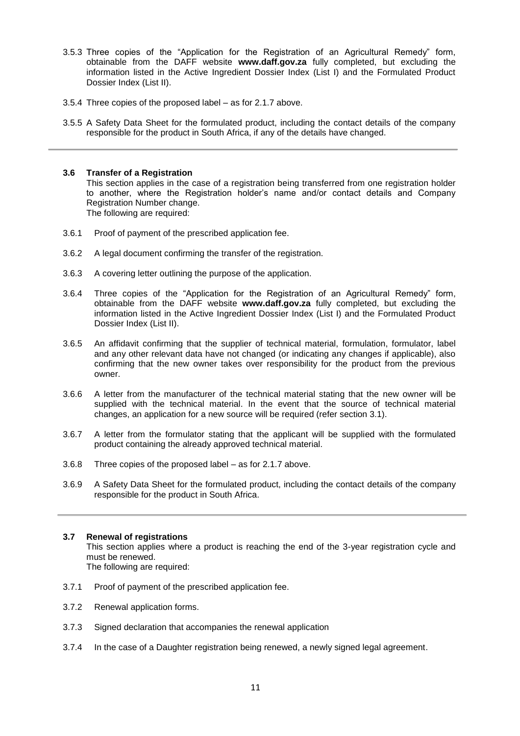3.5.3 Three copies of the "Application for the Registration of an Agricultural Remedy" form, obtainable from the DAFF website **www.daff.gov.za** fully completed, but excluding the information listed in the Active Ingredient Dossier Index (List I) and the Formulated Product Dossier Index (List II).

3.5.4 Three copies of the proposed label – as for 2.1.7 above.

3.5.5 A Safety Data Sheet for the formulated product, including the contact details of the company responsible for the product in South Africa, if any of the details have changed.

---

### 3.6 Transfer of a Registration

This section applies in the case of a registration being transferred from one registration holder to another, where the Registration holder's name and/or contact details and Company Registration Number change.

The following are required:

3.6.1 Proof of payment of the prescribed application fee.

3.6.2 A legal document confirming the transfer of the registration.

3.6.3 A covering letter outlining the purpose of the application.

3.6.4 Three copies of the "Application for the Registration of an Agricultural Remedy" form, obtainable from the DAFF website **www.daff.gov.za** fully completed, but excluding the information listed in the Active Ingredient Dossier Index (List I) and the Formulated Product Dossier Index (List II).

3.6.5 An affidavit confirming that the supplier of technical material, formulation, formulator, label and any other relevant data have not changed (or indicating any changes if applicable), also confirming that the new owner takes over responsibility for the product from the previous owner.

3.6.6 A letter from the manufacturer of the technical material stating that the new owner will be supplied with the technical material. In the event that the source of technical material changes, an application for a new source will be required (refer section 3.1).

3.6.7 A letter from the formulator stating that the applicant will be supplied with the formulated product containing the already approved technical material.

3.6.8 Three copies of the proposed label – as for 2.1.7 above.

3.6.9 A Safety Data Sheet for the formulated product, including the contact details of the company responsible for the product in South Africa.

---

### 3.7 Renewal of registrations

This section applies where a product is reaching the end of the 3-year registration cycle and must be renewed.

The following are required:

3.7.1 Proof of payment of the prescribed application fee.

3.7.2 Renewal application forms.

3.7.3 Signed declaration that accompanies the renewal application

3.7.4 In the case of a Daughter registration being renewed, a newly signed legal agreement.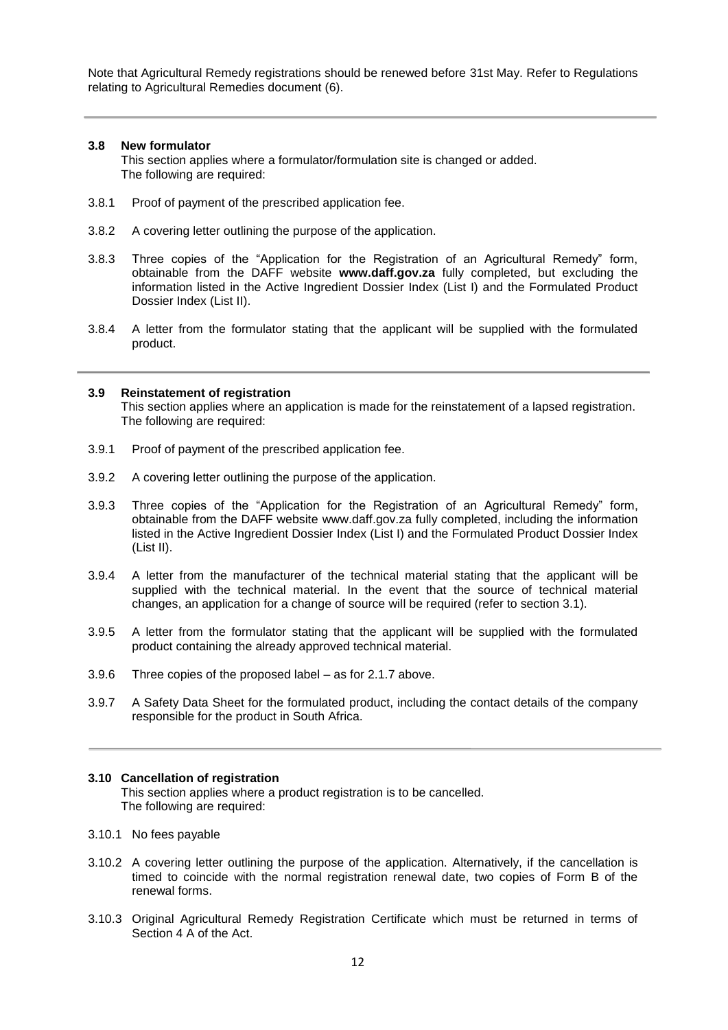Note that Agricultural Remedy registrations should be renewed before 31st May. Refer to Regulations relating to Agricultural Remedies document (6).

---

### 3.8 New formulator

This section applies where a formulator/formulation site is changed or added.
The following are required:

3.8.1 Proof of payment of the prescribed application fee.

3.8.2 A covering letter outlining the purpose of the application.

3.8.3 Three copies of the "Application for the Registration of an Agricultural Remedy" form, obtainable from the DAFF website **www.daff.gov.za** fully completed, but excluding the information listed in the Active Ingredient Dossier Index (List I) and the Formulated Product Dossier Index (List II).

3.8.4 A letter from the formulator stating that the applicant will be supplied with the formulated product.

---

### 3.9 Reinstatement of registration

This section applies where an application is made for the reinstatement of a lapsed registration.
The following are required:

3.9.1 Proof of payment of the prescribed application fee.

3.9.2 A covering letter outlining the purpose of the application.

3.9.3 Three copies of the "Application for the Registration of an Agricultural Remedy" form, obtainable from the DAFF website www.daff.gov.za fully completed, including the information listed in the Active Ingredient Dossier Index (List I) and the Formulated Product Dossier Index (List II).

3.9.4 A letter from the manufacturer of the technical material stating that the applicant will be supplied with the technical material. In the event that the source of technical material changes, an application for a change of source will be required (refer to section 3.1).

3.9.5 A letter from the formulator stating that the applicant will be supplied with the formulated product containing the already approved technical material.

3.9.6 Three copies of the proposed label – as for 2.1.7 above.

3.9.7 A Safety Data Sheet for the formulated product, including the contact details of the company responsible for the product in South Africa.

---

### 3.10 Cancellation of registration

This section applies where a product registration is to be cancelled.
The following are required:

3.10.1 No fees payable

3.10.2 A covering letter outlining the purpose of the application. Alternatively, if the cancellation is timed to coincide with the normal registration renewal date, two copies of Form B of the renewal forms.

3.10.3 Original Agricultural Remedy Registration Certificate which must be returned in terms of Section 4 A of the Act.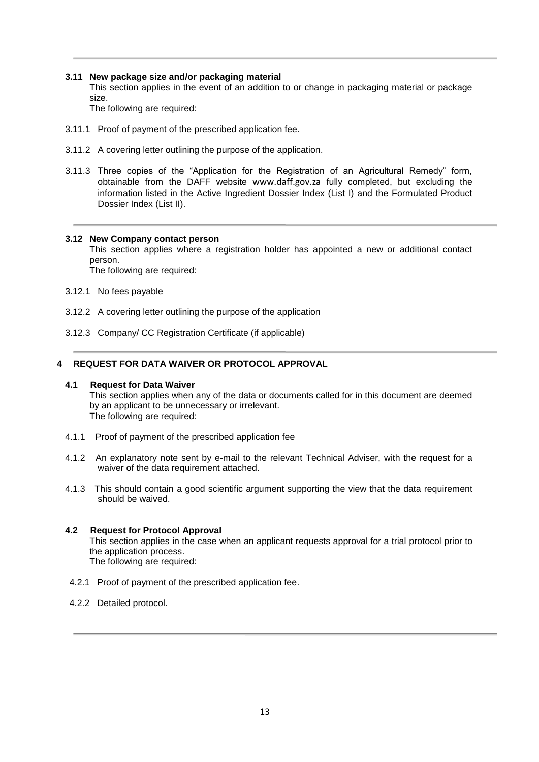### 3.11 New package size and/or packaging material

This section applies in the event of an addition to or change in packaging material or package size.

The following are required:

3.11.1 Proof of payment of the prescribed application fee.

3.11.2 A covering letter outlining the purpose of the application.

3.11.3 Three copies of the "Application for the Registration of an Agricultural Remedy" form, obtainable from the DAFF website www.daff.gov.za fully completed, but excluding the information listed in the Active Ingredient Dossier Index (List I) and the Formulated Product Dossier Index (List II).

### 3.12 New Company contact person

This section applies where a registration holder has appointed a new or additional contact person.

The following are required:

3.12.1 No fees payable

3.12.2 A covering letter outlining the purpose of the application

3.12.3 Company/ CC Registration Certificate (if applicable)

## 4 REQUEST FOR DATA WAIVER OR PROTOCOL APPROVAL

### 4.1 Request for Data Waiver

This section applies when any of the data or documents called for in this document are deemed by an applicant to be unnecessary or irrelevant.

The following are required:

4.1.1 Proof of payment of the prescribed application fee

4.1.2 An explanatory note sent by e-mail to the relevant Technical Adviser, with the request for a waiver of the data requirement attached.

4.1.3 This should contain a good scientific argument supporting the view that the data requirement should be waived.

### 4.2 Request for Protocol Approval

This section applies in the case when an applicant requests approval for a trial protocol prior to the application process.

The following are required:

4.2.1 Proof of payment of the prescribed application fee.

4.2.2 Detailed protocol.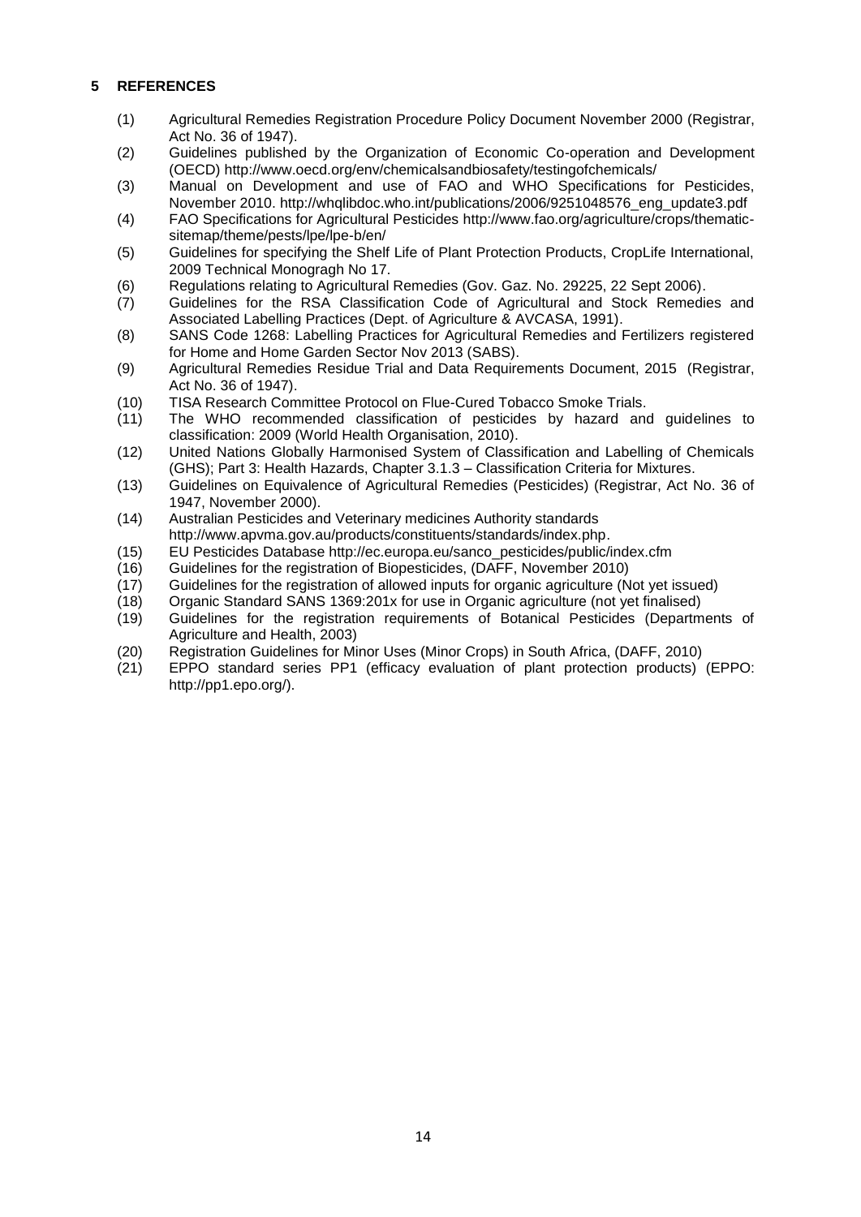## 5 REFERENCES

(1) Agricultural Remedies Registration Procedure Policy Document November 2000 (Registrar, Act No. 36 of 1947).

(2) Guidelines published by the Organization of Economic Co-operation and Development (OECD) http://www.oecd.org/env/chemicalsandbiosafety/testingofchemicals/

(3) Manual on Development and use of FAO and WHO Specifications for Pesticides, November 2010. http://whqlibdoc.who.int/publications/2006/9251048576_eng_update3.pdf

(4) FAO Specifications for Agricultural Pesticides http://www.fao.org/agriculture/crops/thematic-sitemap/theme/pests/lpe/lpe-b/en/

(5) Guidelines for specifying the Shelf Life of Plant Protection Products, CropLife International, 2009 Technical Monogragh No 17.

(6) Regulations relating to Agricultural Remedies (Gov. Gaz. No. 29225, 22 Sept 2006).

(7) Guidelines for the RSA Classification Code of Agricultural and Stock Remedies and Associated Labelling Practices (Dept. of Agriculture & AVCASA, 1991).

(8) SANS Code 1268: Labelling Practices for Agricultural Remedies and Fertilizers registered for Home and Home Garden Sector Nov 2013 (SABS).

(9) Agricultural Remedies Residue Trial and Data Requirements Document, 2015 (Registrar, Act No. 36 of 1947).

(10) TISA Research Committee Protocol on Flue-Cured Tobacco Smoke Trials.

(11) The WHO recommended classification of pesticides by hazard and guidelines to classification: 2009 (World Health Organisation, 2010).

(12) United Nations Globally Harmonised System of Classification and Labelling of Chemicals (GHS); Part 3: Health Hazards, Chapter 3.1.3 – Classification Criteria for Mixtures.

(13) Guidelines on Equivalence of Agricultural Remedies (Pesticides) (Registrar, Act No. 36 of 1947, November 2000).

(14) Australian Pesticides and Veterinary medicines Authority standards http://www.apvma.gov.au/products/constituents/standards/index.php.

(15) EU Pesticides Database http://ec.europa.eu/sanco_pesticides/public/index.cfm

(16) Guidelines for the registration of Biopesticides, (DAFF, November 2010)

(17) Guidelines for the registration of allowed inputs for organic agriculture (Not yet issued)

(18) Organic Standard SANS 1369:201x for use in Organic agriculture (not yet finalised)

(19) Guidelines for the registration requirements of Botanical Pesticides (Departments of Agriculture and Health, 2003)

(20) Registration Guidelines for Minor Uses (Minor Crops) in South Africa, (DAFF, 2010)

(21) EPPO standard series PP1 (efficacy evaluation of plant protection products) (EPPO: http://pp1.epo.org/).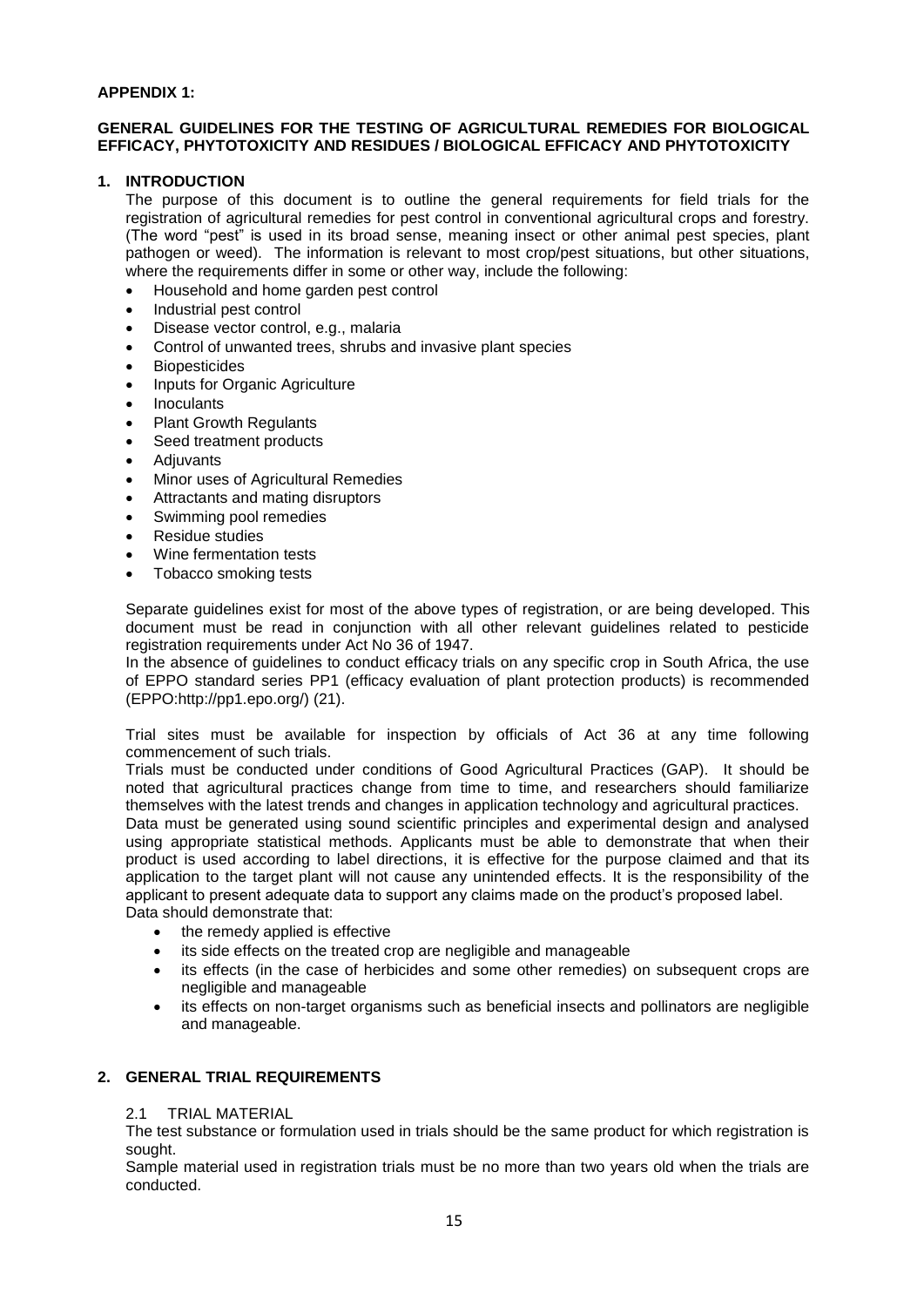**APPENDIX 1:**

**GENERAL GUIDELINES FOR THE TESTING OF AGRICULTURAL REMEDIES FOR BIOLOGICAL EFFICACY, PHYTOTOXICITY AND RESIDUES / BIOLOGICAL EFFICACY AND PHYTOTOXICITY**

## 1. INTRODUCTION

The purpose of this document is to outline the general requirements for field trials for the registration of agricultural remedies for pest control in conventional agricultural crops and forestry. (The word "pest" is used in its broad sense, meaning insect or other animal pest species, plant pathogen or weed). The information is relevant to most crop/pest situations, but other situations, where the requirements differ in some or other way, include the following:

- Household and home garden pest control
- Industrial pest control
- Disease vector control, e.g., malaria
- Control of unwanted trees, shrubs and invasive plant species
- Biopesticides
- Inputs for Organic Agriculture
- Inoculants
- Plant Growth Regulants
- Seed treatment products
- Adjuvants
- Minor uses of Agricultural Remedies
- Attractants and mating disruptors
- Swimming pool remedies
- Residue studies
- Wine fermentation tests
- Tobacco smoking tests

Separate guidelines exist for most of the above types of registration, or are being developed. This document must be read in conjunction with all other relevant guidelines related to pesticide registration requirements under Act No 36 of 1947.

In the absence of guidelines to conduct efficacy trials on any specific crop in South Africa, the use of EPPO standard series PP1 (efficacy evaluation of plant protection products) is recommended (EPPO:http://pp1.epo.org/) (21).

Trial sites must be available for inspection by officials of Act 36 at any time following commencement of such trials.

Trials must be conducted under conditions of Good Agricultural Practices (GAP). It should be noted that agricultural practices change from time to time, and researchers should familiarize themselves with the latest trends and changes in application technology and agricultural practices.

Data must be generated using sound scientific principles and experimental design and analysed using appropriate statistical methods. Applicants must be able to demonstrate that when their product is used according to label directions, it is effective for the purpose claimed and that its application to the target plant will not cause any unintended effects. It is the responsibility of the applicant to present adequate data to support any claims made on the product's proposed label.

Data should demonstrate that:

- the remedy applied is effective
- its side effects on the treated crop are negligible and manageable
- its effects (in the case of herbicides and some other remedies) on subsequent crops are negligible and manageable
- its effects on non-target organisms such as beneficial insects and pollinators are negligible and manageable.

## 2. GENERAL TRIAL REQUIREMENTS

### 2.1 TRIAL MATERIAL

The test substance or formulation used in trials should be the same product for which registration is sought.

Sample material used in registration trials must be no more than two years old when the trials are conducted.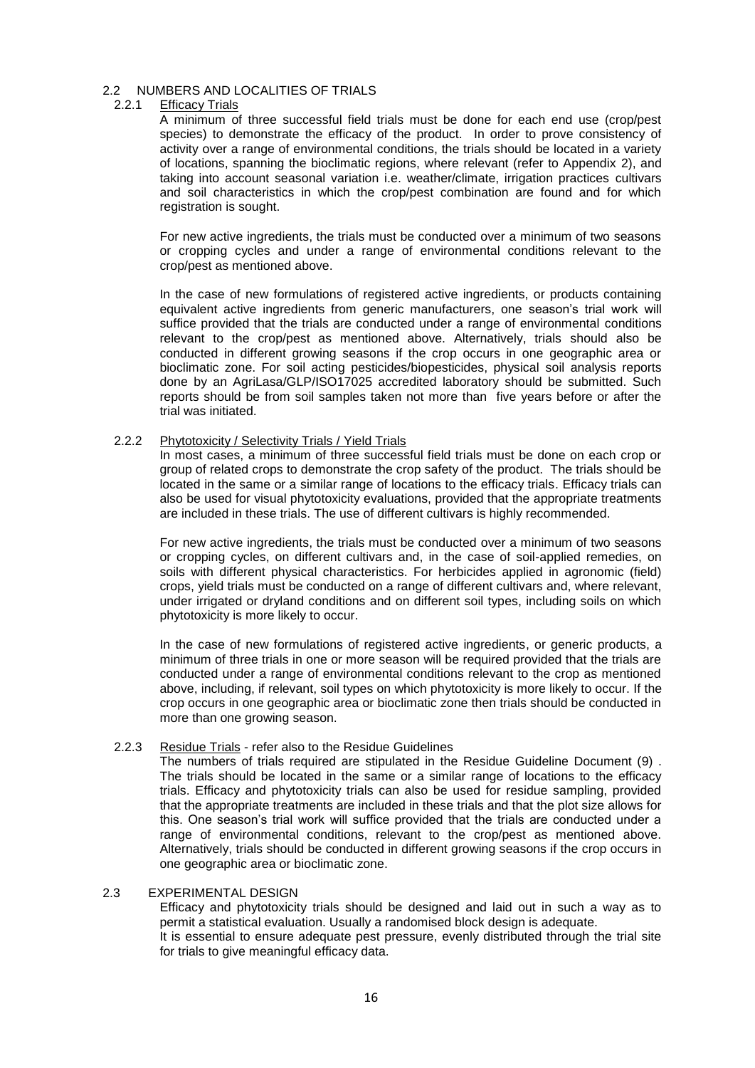## 2.2 NUMBERS AND LOCALITIES OF TRIALS

### 2.2.1 Efficacy Trials

A minimum of three successful field trials must be done for each end use (crop/pest species) to demonstrate the efficacy of the product. In order to prove consistency of activity over a range of environmental conditions, the trials should be located in a variety of locations, spanning the bioclimatic regions, where relevant (refer to Appendix 2), and taking into account seasonal variation i.e. weather/climate, irrigation practices cultivars and soil characteristics in which the crop/pest combination are found and for which registration is sought.

For new active ingredients, the trials must be conducted over a minimum of two seasons or cropping cycles and under a range of environmental conditions relevant to the crop/pest as mentioned above.

In the case of new formulations of registered active ingredients, or products containing equivalent active ingredients from generic manufacturers, one season's trial work will suffice provided that the trials are conducted under a range of environmental conditions relevant to the crop/pest as mentioned above. Alternatively, trials should also be conducted in different growing seasons if the crop occurs in one geographic area or bioclimatic zone. For soil acting pesticides/biopesticides, physical soil analysis reports done by an AgriLasa/GLP/ISO17025 accredited laboratory should be submitted. Such reports should be from soil samples taken not more than five years before or after the trial was initiated.

### 2.2.2 Phytotoxicity / Selectivity Trials / Yield Trials

In most cases, a minimum of three successful field trials must be done on each crop or group of related crops to demonstrate the crop safety of the product. The trials should be located in the same or a similar range of locations to the efficacy trials. Efficacy trials can also be used for visual phytotoxicity evaluations, provided that the appropriate treatments are included in these trials. The use of different cultivars is highly recommended.

For new active ingredients, the trials must be conducted over a minimum of two seasons or cropping cycles, on different cultivars and, in the case of soil-applied remedies, on soils with different physical characteristics. For herbicides applied in agronomic (field) crops, yield trials must be conducted on a range of different cultivars and, where relevant, under irrigated or dryland conditions and on different soil types, including soils on which phytotoxicity is more likely to occur.

In the case of new formulations of registered active ingredients, or generic products, a minimum of three trials in one or more season will be required provided that the trials are conducted under a range of environmental conditions relevant to the crop as mentioned above, including, if relevant, soil types on which phytotoxicity is more likely to occur. If the crop occurs in one geographic area or bioclimatic zone then trials should be conducted in more than one growing season.

### 2.2.3 Residue Trials - refer also to the Residue Guidelines

The numbers of trials required are stipulated in the Residue Guideline Document (9) . The trials should be located in the same or a similar range of locations to the efficacy trials. Efficacy and phytotoxicity trials can also be used for residue sampling, provided that the appropriate treatments are included in these trials and that the plot size allows for this. One season's trial work will suffice provided that the trials are conducted under a range of environmental conditions, relevant to the crop/pest as mentioned above. Alternatively, trials should be conducted in different growing seasons if the crop occurs in one geographic area or bioclimatic zone.

## 2.3 EXPERIMENTAL DESIGN

Efficacy and phytotoxicity trials should be designed and laid out in such a way as to permit a statistical evaluation. Usually a randomised block design is adequate.

It is essential to ensure adequate pest pressure, evenly distributed through the trial site for trials to give meaningful efficacy data.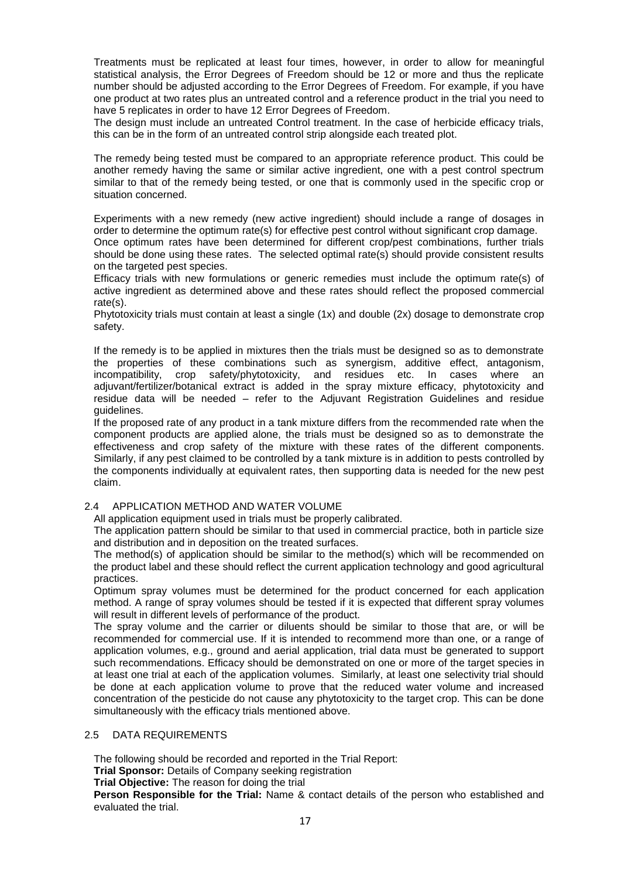Treatments must be replicated at least four times, however, in order to allow for meaningful statistical analysis, the Error Degrees of Freedom should be 12 or more and thus the replicate number should be adjusted according to the Error Degrees of Freedom. For example, if you have one product at two rates plus an untreated control and a reference product in the trial you need to have 5 replicates in order to have 12 Error Degrees of Freedom.

The design must include an untreated Control treatment. In the case of herbicide efficacy trials, this can be in the form of an untreated control strip alongside each treated plot.

The remedy being tested must be compared to an appropriate reference product. This could be another remedy having the same or similar active ingredient, one with a pest control spectrum similar to that of the remedy being tested, or one that is commonly used in the specific crop or situation concerned.

Experiments with a new remedy (new active ingredient) should include a range of dosages in order to determine the optimum rate(s) for effective pest control without significant crop damage.

Once optimum rates have been determined for different crop/pest combinations, further trials should be done using these rates. The selected optimal rate(s) should provide consistent results on the targeted pest species.

Efficacy trials with new formulations or generic remedies must include the optimum rate(s) of active ingredient as determined above and these rates should reflect the proposed commercial rate(s).

Phytotoxicity trials must contain at least a single (1x) and double (2x) dosage to demonstrate crop safety.

If the remedy is to be applied in mixtures then the trials must be designed so as to demonstrate the properties of these combinations such as synergism, additive effect, antagonism, incompatibility, crop safety/phytotoxicity, and residues etc. In cases where an adjuvant/fertilizer/botanical extract is added in the spray mixture efficacy, phytotoxicity and residue data will be needed – refer to the Adjuvant Registration Guidelines and residue guidelines.

If the proposed rate of any product in a tank mixture differs from the recommended rate when the component products are applied alone, the trials must be designed so as to demonstrate the effectiveness and crop safety of the mixture with these rates of the different components. Similarly, if any pest claimed to be controlled by a tank mixture is in addition to pests controlled by the components individually at equivalent rates, then supporting data is needed for the new pest claim.

## 2.4 APPLICATION METHOD AND WATER VOLUME

All application equipment used in trials must be properly calibrated.

The application pattern should be similar to that used in commercial practice, both in particle size and distribution and in deposition on the treated surfaces.

The method(s) of application should be similar to the method(s) which will be recommended on the product label and these should reflect the current application technology and good agricultural practices.

Optimum spray volumes must be determined for the product concerned for each application method. A range of spray volumes should be tested if it is expected that different spray volumes will result in different levels of performance of the product.

The spray volume and the carrier or diluents should be similar to those that are, or will be recommended for commercial use. If it is intended to recommend more than one, or a range of application volumes, e.g., ground and aerial application, trial data must be generated to support such recommendations. Efficacy should be demonstrated on one or more of the target species in at least one trial at each of the application volumes. Similarly, at least one selectivity trial should be done at each application volume to prove that the reduced water volume and increased concentration of the pesticide do not cause any phytotoxicity to the target crop. This can be done simultaneously with the efficacy trials mentioned above.

## 2.5 DATA REQUIREMENTS

The following should be recorded and reported in the Trial Report:

**Trial Sponsor:** Details of Company seeking registration

**Trial Objective:** The reason for doing the trial

**Person Responsible for the Trial:** Name & contact details of the person who established and evaluated the trial.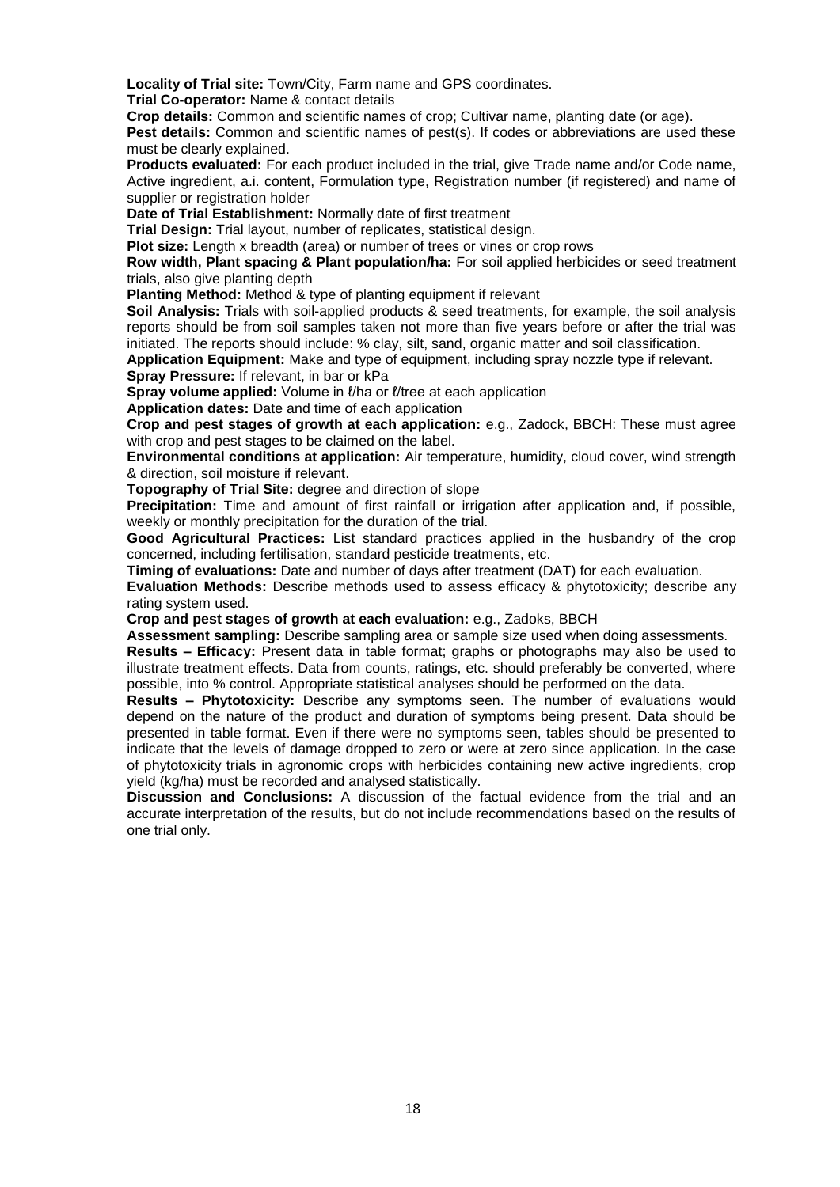**Locality of Trial site:** Town/City, Farm name and GPS coordinates.

**Trial Co-operator:** Name & contact details

**Crop details:** Common and scientific names of crop; Cultivar name, planting date (or age).

**Pest details:** Common and scientific names of pest(s). If codes or abbreviations are used these must be clearly explained.

**Products evaluated:** For each product included in the trial, give Trade name and/or Code name, Active ingredient, a.i. content, Formulation type, Registration number (if registered) and name of supplier or registration holder

**Date of Trial Establishment:** Normally date of first treatment

**Trial Design:** Trial layout, number of replicates, statistical design.

**Plot size:** Length x breadth (area) or number of trees or vines or crop rows

**Row width, Plant spacing & Plant population/ha:** For soil applied herbicides or seed treatment trials, also give planting depth

**Planting Method:** Method & type of planting equipment if relevant

**Soil Analysis:** Trials with soil-applied products & seed treatments, for example, the soil analysis reports should be from soil samples taken not more than five years before or after the trial was initiated. The reports should include: % clay, silt, sand, organic matter and soil classification.

**Application Equipment:** Make and type of equipment, including spray nozzle type if relevant.

**Spray Pressure:** If relevant, in bar or kPa

**Spray volume applied:** Volume in ℓ/ha or ℓ/tree at each application

**Application dates:** Date and time of each application

**Crop and pest stages of growth at each application:** e.g., Zadock, BBCH: These must agree with crop and pest stages to be claimed on the label.

**Environmental conditions at application:** Air temperature, humidity, cloud cover, wind strength & direction, soil moisture if relevant.

**Topography of Trial Site:** degree and direction of slope

**Precipitation:** Time and amount of first rainfall or irrigation after application and, if possible, weekly or monthly precipitation for the duration of the trial.

**Good Agricultural Practices:** List standard practices applied in the husbandry of the crop concerned, including fertilisation, standard pesticide treatments, etc.

**Timing of evaluations:** Date and number of days after treatment (DAT) for each evaluation.

**Evaluation Methods:** Describe methods used to assess efficacy & phytotoxicity; describe any rating system used.

**Crop and pest stages of growth at each evaluation:** e.g., Zadoks, BBCH

**Assessment sampling:** Describe sampling area or sample size used when doing assessments.

**Results – Efficacy:** Present data in table format; graphs or photographs may also be used to illustrate treatment effects. Data from counts, ratings, etc. should preferably be converted, where possible, into % control. Appropriate statistical analyses should be performed on the data.

**Results – Phytotoxicity:** Describe any symptoms seen. The number of evaluations would depend on the nature of the product and duration of symptoms being present. Data should be presented in table format. Even if there were no symptoms seen, tables should be presented to indicate that the levels of damage dropped to zero or were at zero since application. In the case of phytotoxicity trials in agronomic crops with herbicides containing new active ingredients, crop yield (kg/ha) must be recorded and analysed statistically.

**Discussion and Conclusions:** A discussion of the factual evidence from the trial and an accurate interpretation of the results, but do not include recommendations based on the results of one trial only.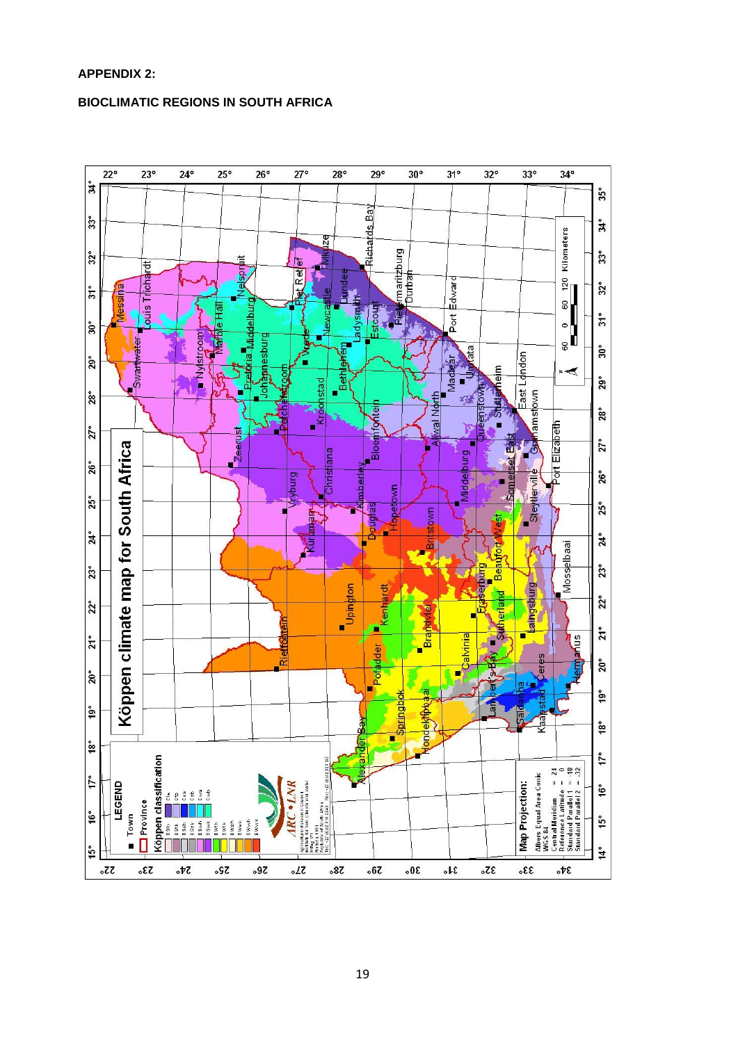**APPENDIX 2:**

**BIOCLIMATIC REGIONS IN SOUTH AFRICA**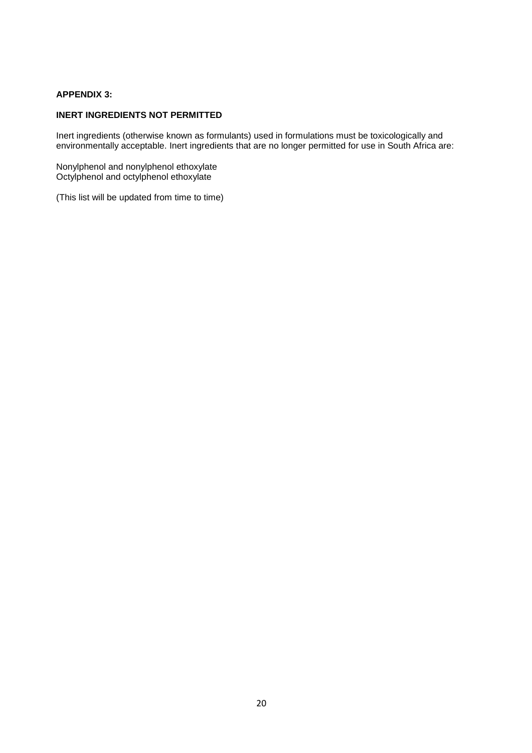**APPENDIX 3:**

**INERT INGREDIENTS NOT PERMITTED**

Inert ingredients (otherwise known as formulants) used in formulations must be toxicologically and environmentally acceptable. Inert ingredients that are no longer permitted for use in South Africa are:

Nonylphenol and nonylphenol ethoxylate
Octylphenol and octylphenol ethoxylate

(This list will be updated from time to time)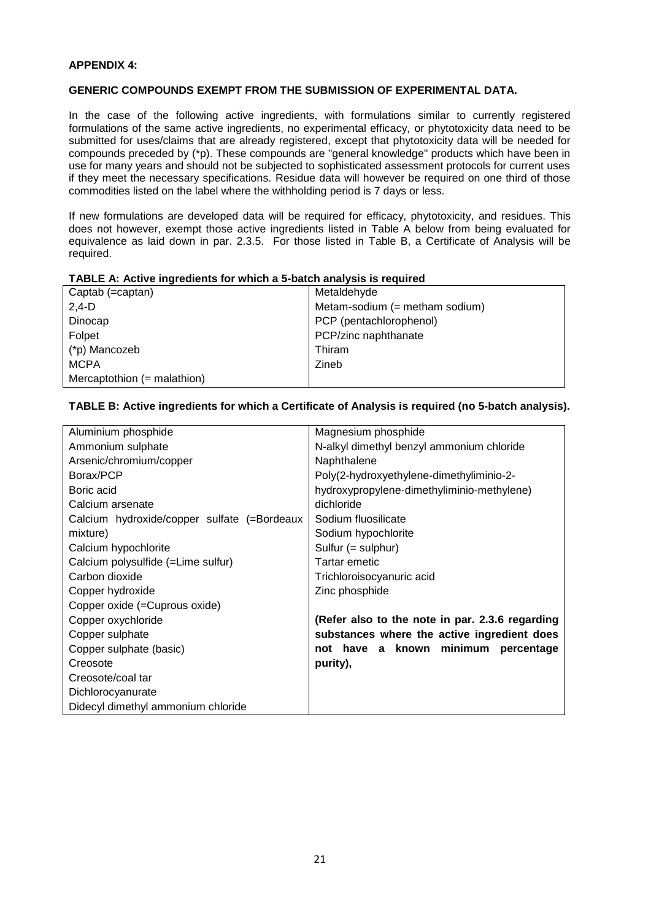**APPENDIX 4:**

**GENERIC COMPOUNDS EXEMPT FROM THE SUBMISSION OF EXPERIMENTAL DATA.**

In the case of the following active ingredients, with formulations similar to currently registered formulations of the same active ingredients, no experimental efficacy, or phytotoxicity data need to be submitted for uses/claims that are already registered, except that phytotoxicity data will be needed for compounds preceded by (*p). These compounds are "general knowledge" products which have been in use for many years and should not be subjected to sophisticated assessment protocols for current uses if they meet the necessary specifications. Residue data will however be required on one third of those commodities listed on the label where the withholding period is 7 days or less.

If new formulations are developed data will be required for efficacy, phytotoxicity, and residues. This does not however, exempt those active ingredients listed in Table A below from being evaluated for equivalence as laid down in par. 2.3.5. For those listed in Table B, a Certificate of Analysis will be required.

**TABLE A: Active ingredients for which a 5-batch analysis is required**

| | |
|---|---|
| Captab (=captan) | Metaldehyde |
| 2,4-D | Metam-sodium (= metham sodium) |
| Dinocap | PCP (pentachlorophenol) |
| Folpet | PCP/zinc naphthanate |
| (*p) Mancozeb | Thiram |
| MCPA | Zineb |
| Mercaptothion (= malathion) | |

**TABLE B: Active ingredients for which a Certificate of Analysis is required (no 5-batch analysis).**

| | |
|---|---|
| Aluminium phosphide | Magnesium phosphide |
| Ammonium sulphate | N-alkyl dimethyl benzyl ammonium chloride |
| Arsenic/chromium/copper | Naphthalene |
| Borax/PCP | Poly(2-hydroxyethylene-dimethyliminio-2-hydroxypropylene-dimethyliminio-methylene) dichloride |
| Boric acid | Sodium fluosilicate |
| Calcium arsenate | Sodium hypochlorite |
| Calcium hydroxide/copper sulfate (=Bordeaux mixture) | Sulfur (= sulphur) |
| Calcium hypochlorite | Tartar emetic |
| Calcium polysulfide (=Lime sulfur) | Trichloroisocyanuric acid |
| Carbon dioxide | Zinc phosphide |
| Copper hydroxide | |
| Copper oxide (=Cuprous oxide) | **(Refer also to the note in par. 2.3.6 regarding substances where the active ingredient does not have a known minimum percentage purity),** |
| Copper oxychloride | |
| Copper sulphate | |
| Copper sulphate (basic) | |
| Creosote | |
| Creosote/coal tar | |
| Dichlorocyanurate | |
| Didecyl dimethyl ammonium chloride | |